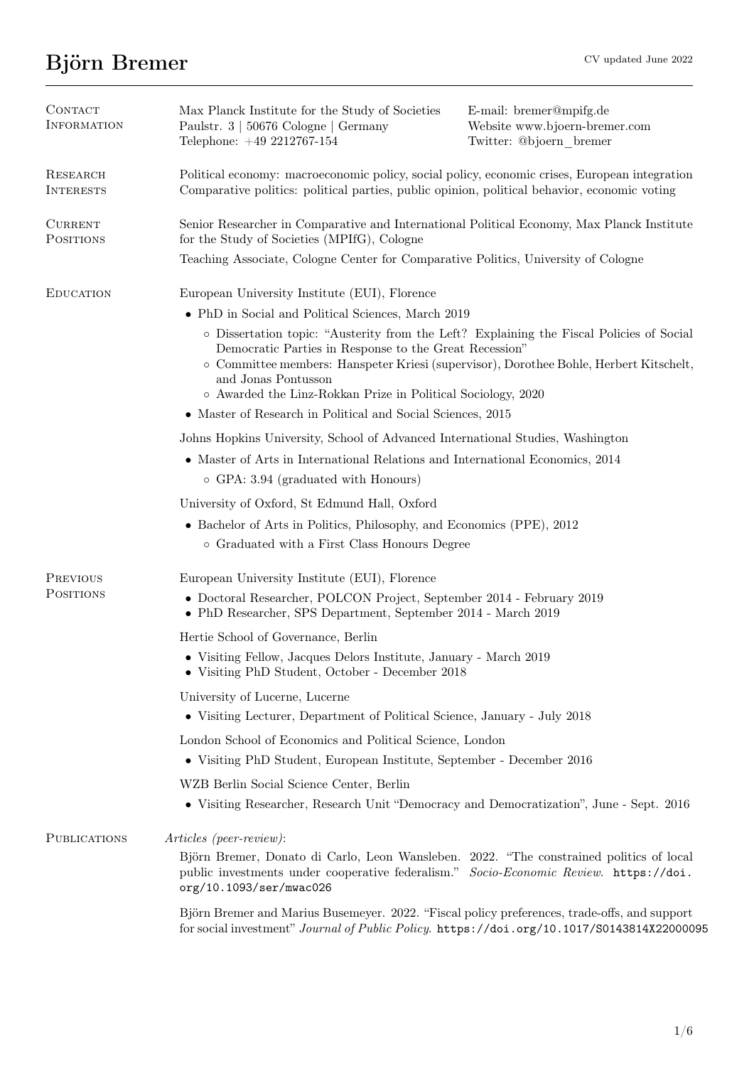# Björn Bremer

CV updated June 2022

## Contact Information

Max Planck Institute for the Study of Societies
Paulstr. 3 | 50676 Cologne | Germany
Telephone: +49 2212767-154

E-mail: bremer@mpifg.de
Website www.bjoern-bremer.com
Twitter: @bjoern_bremer

## Research Interests

Political economy: macroeconomic policy, social policy, economic crises, European integration
Comparative politics: political parties, public opinion, political behavior, economic voting

## Current Positions

Senior Researcher in Comparative and International Political Economy, Max Planck Institute for the Study of Societies (MPIfG), Cologne

Teaching Associate, Cologne Center for Comparative Politics, University of Cologne

## Education

European University Institute (EUI), Florence

- PhD in Social and Political Sciences, March 2019
  - Dissertation topic: "Austerity from the Left? Explaining the Fiscal Policies of Social Democratic Parties in Response to the Great Recession"
  - Committee members: Hanspeter Kriesi (supervisor), Dorothee Bohle, Herbert Kitschelt, and Jonas Pontusson
  - Awarded the Linz-Rokkan Prize in Political Sociology, 2020
- Master of Research in Political and Social Sciences, 2015

Johns Hopkins University, School of Advanced International Studies, Washington

- Master of Arts in International Relations and International Economics, 2014
  - GPA: 3.94 (graduated with Honours)

University of Oxford, St Edmund Hall, Oxford

- Bachelor of Arts in Politics, Philosophy, and Economics (PPE), 2012
  - Graduated with a First Class Honours Degree

## Previous Positions

European University Institute (EUI), Florence

- Doctoral Researcher, POLCON Project, September 2014 - February 2019
- PhD Researcher, SPS Department, September 2014 - March 2019

Hertie School of Governance, Berlin

- Visiting Fellow, Jacques Delors Institute, January - March 2019
- Visiting PhD Student, October - December 2018

University of Lucerne, Lucerne

- Visiting Lecturer, Department of Political Science, January - July 2018

London School of Economics and Political Science, London

- Visiting PhD Student, European Institute, September - December 2016

WZB Berlin Social Science Center, Berlin

- Visiting Researcher, Research Unit "Democracy and Democratization", June - Sept. 2016

## Publications

*Articles (peer-review)*:

Björn Bremer, Donato di Carlo, Leon Wansleben. 2022. "The constrained politics of local public investments under cooperative federalism." *Socio-Economic Review*. https://doi.org/10.1093/ser/mwac026

Björn Bremer and Marius Busemeyer. 2022. "Fiscal policy preferences, trade-offs, and support for social investment" *Journal of Public Policy*. https://doi.org/10.1017/S0143814X22000095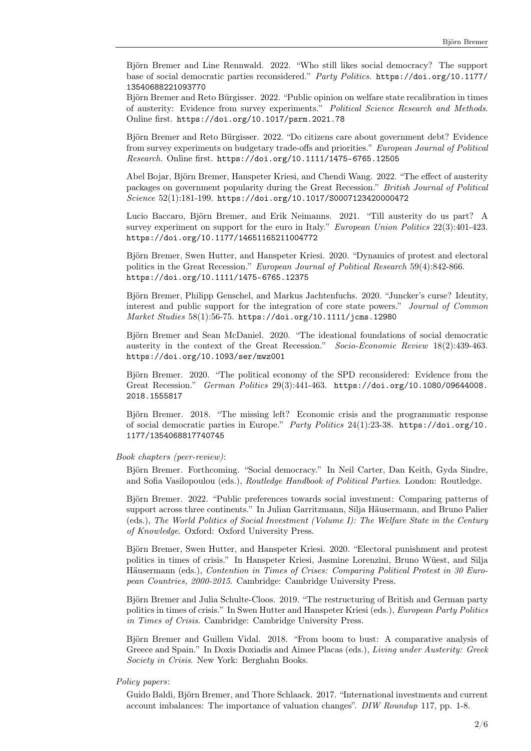Björn Bremer and Line Rennwald. 2022. "Who still likes social democracy? The support base of social democratic parties reconsidered." *Party Politics*. https://doi.org/10.1177/13540688221093770

Björn Bremer and Reto Bürgisser. 2022. "Public opinion on welfare state recalibration in times of austerity: Evidence from survey experiments." *Political Science Research and Methods*. Online first. https://doi.org/10.1017/psrm.2021.78

Björn Bremer and Reto Bürgisser. 2022. "Do citizens care about government debt? Evidence from survey experiments on budgetary trade-offs and priorities." *European Journal of Political Research*. Online first. https://doi.org/10.1111/1475-6765.12505

Abel Bojar, Björn Bremer, Hanspeter Kriesi, and Chendi Wang. 2022. "The effect of austerity packages on government popularity during the Great Recession." *British Journal of Political Science* 52(1):181-199. https://doi.org/10.1017/S0007123420000472

Lucio Baccaro, Björn Bremer, and Erik Neimanns. 2021. "Till austerity do us part? A survey experiment on support for the euro in Italy." *European Union Politics* 22(3):401-423. https://doi.org/10.1177/14651165211004772

Björn Bremer, Swen Hutter, and Hanspeter Kriesi. 2020. "Dynamics of protest and electoral politics in the Great Recession." *European Journal of Political Research* 59(4):842-866. https://doi.org/10.1111/1475-6765.12375

Björn Bremer, Philipp Genschel, and Markus Jachtenfuchs. 2020. "Juncker's curse? Identity, interest and public support for the integration of core state powers." *Journal of Common Market Studies* 58(1):56-75. https://doi.org/10.1111/jcms.12980

Björn Bremer and Sean McDaniel. 2020. "The ideational foundations of social democratic austerity in the context of the Great Recession." *Socio-Economic Review* 18(2):439-463. https://doi.org/10.1093/ser/mwz001

Björn Bremer. 2020. "The political economy of the SPD reconsidered: Evidence from the Great Recession." *German Politics* 29(3):441-463. https://doi.org/10.1080/09644008.2018.1555817

Björn Bremer. 2018. "The missing left? Economic crisis and the programmatic response of social democratic parties in Europe." *Party Politics* 24(1):23-38. https://doi.org/10.1177/1354068817740745

*Book chapters (peer-review)*:

Björn Bremer. Forthcoming. "Social democracy." In Neil Carter, Dan Keith, Gyda Sindre, and Sofia Vasilopoulou (eds.), *Routledge Handbook of Political Parties*. London: Routledge.

Björn Bremer. 2022. "Public preferences towards social investment: Comparing patterns of support across three continents." In Julian Garritzmann, Silja Häusermann, and Bruno Palier (eds.), *The World Politics of Social Investment (Volume I): The Welfare State in the Century of Knowledge*. Oxford: Oxford University Press.

Björn Bremer, Swen Hutter, and Hanspeter Kriesi. 2020. "Electoral punishment and protest politics in times of crisis." In Hanspeter Kriesi, Jasmine Lorenzini, Bruno Wüest, and Silja Häusermann (eds.), *Contention in Times of Crises: Comparing Political Protest in 30 European Countries, 2000-2015*. Cambridge: Cambridge University Press.

Björn Bremer and Julia Schulte-Cloos. 2019. "The restructuring of British and German party politics in times of crisis." In Swen Hutter and Hanspeter Kriesi (eds.), *European Party Politics in Times of Crisis*. Cambridge: Cambridge University Press.

Björn Bremer and Guillem Vidal. 2018. "From boom to bust: A comparative analysis of Greece and Spain." In Doxis Doxiadis and Aimee Placas (eds.), *Living under Austerity: Greek Society in Crisis*. New York: Berghahn Books.

*Policy papers*:

Guido Baldi, Björn Bremer, and Thore Schlaack. 2017. "International investments and current account imbalances: The importance of valuation changes". *DIW Roundup* 117, pp. 1-8.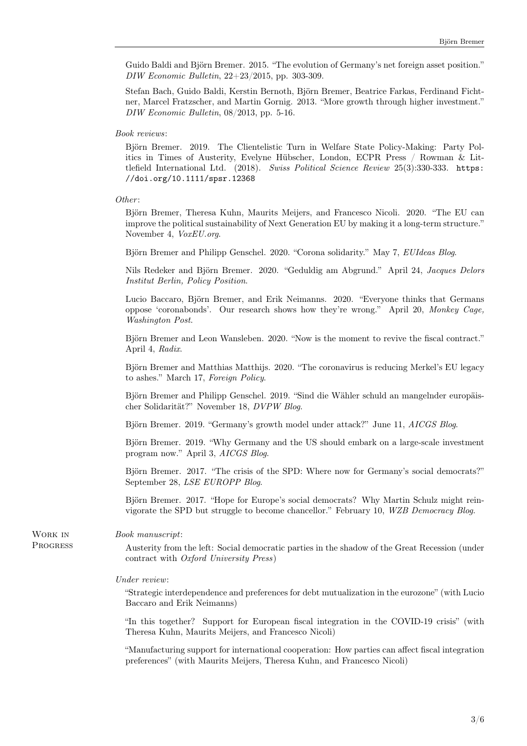Guido Baldi and Björn Bremer. 2015. "The evolution of Germany's net foreign asset position." *DIW Economic Bulletin*, 22+23/2015, pp. 303-309.

Stefan Bach, Guido Baldi, Kerstin Bernoth, Björn Bremer, Beatrice Farkas, Ferdinand Fichtner, Marcel Fratzscher, and Martin Gornig. 2013. "More growth through higher investment." *DIW Economic Bulletin*, 08/2013, pp. 5-16.

*Book reviews*:

Björn Bremer. 2019. The Clientelistic Turn in Welfare State Policy-Making: Party Politics in Times of Austerity, Evelyne Hübscher, London, ECPR Press / Rowman & Littlefield International Ltd. (2018). *Swiss Political Science Review* 25(3):330-333. `https://doi.org/10.1111/spsr.12368`

*Other*:

Björn Bremer, Theresa Kuhn, Maurits Meijers, and Francesco Nicoli. 2020. "The EU can improve the political sustainability of Next Generation EU by making it a long-term structure." November 4, *VoxEU.org*.

Björn Bremer and Philipp Genschel. 2020. "Corona solidarity." May 7, *EUIdeas Blog*.

Nils Redeker and Björn Bremer. 2020. "Geduldig am Abgrund." April 24, *Jacques Delors Institut Berlin, Policy Position*.

Lucio Baccaro, Björn Bremer, and Erik Neimanns. 2020. "Everyone thinks that Germans oppose 'coronabonds'. Our research shows how they're wrong." April 20, *Monkey Cage, Washington Post*.

Björn Bremer and Leon Wansleben. 2020. "Now is the moment to revive the fiscal contract." April 4, *Radix*.

Björn Bremer and Matthias Matthijs. 2020. "The coronavirus is reducing Merkel's EU legacy to ashes." March 17, *Foreign Policy*.

Björn Bremer and Philipp Genschel. 2019. "Sind die Wähler schuld an mangelnder europäischer Solidarität?" November 18, *DVPW Blog*.

Björn Bremer. 2019. "Germany's growth model under attack?" June 11, *AICGS Blog*.

Björn Bremer. 2019. "Why Germany and the US should embark on a large-scale investment program now." April 3, *AICGS Blog*.

Björn Bremer. 2017. "The crisis of the SPD: Where now for Germany's social democrats?" September 28, *LSE EUROPP Blog*.

Björn Bremer. 2017. "Hope for Europe's social democrats? Why Martin Schulz might reinvigorate the SPD but struggle to become chancellor." February 10, *WZB Democracy Blog*.

## Work in Progress

*Book manuscript*:

Austerity from the left: Social democratic parties in the shadow of the Great Recession (under contract with *Oxford University Press*)

*Under review*:

"Strategic interdependence and preferences for debt mutualization in the eurozone" (with Lucio Baccaro and Erik Neimanns)

"In this together? Support for European fiscal integration in the COVID-19 crisis" (with Theresa Kuhn, Maurits Meijers, and Francesco Nicoli)

"Manufacturing support for international cooperation: How parties can affect fiscal integration preferences" (with Maurits Meijers, Theresa Kuhn, and Francesco Nicoli)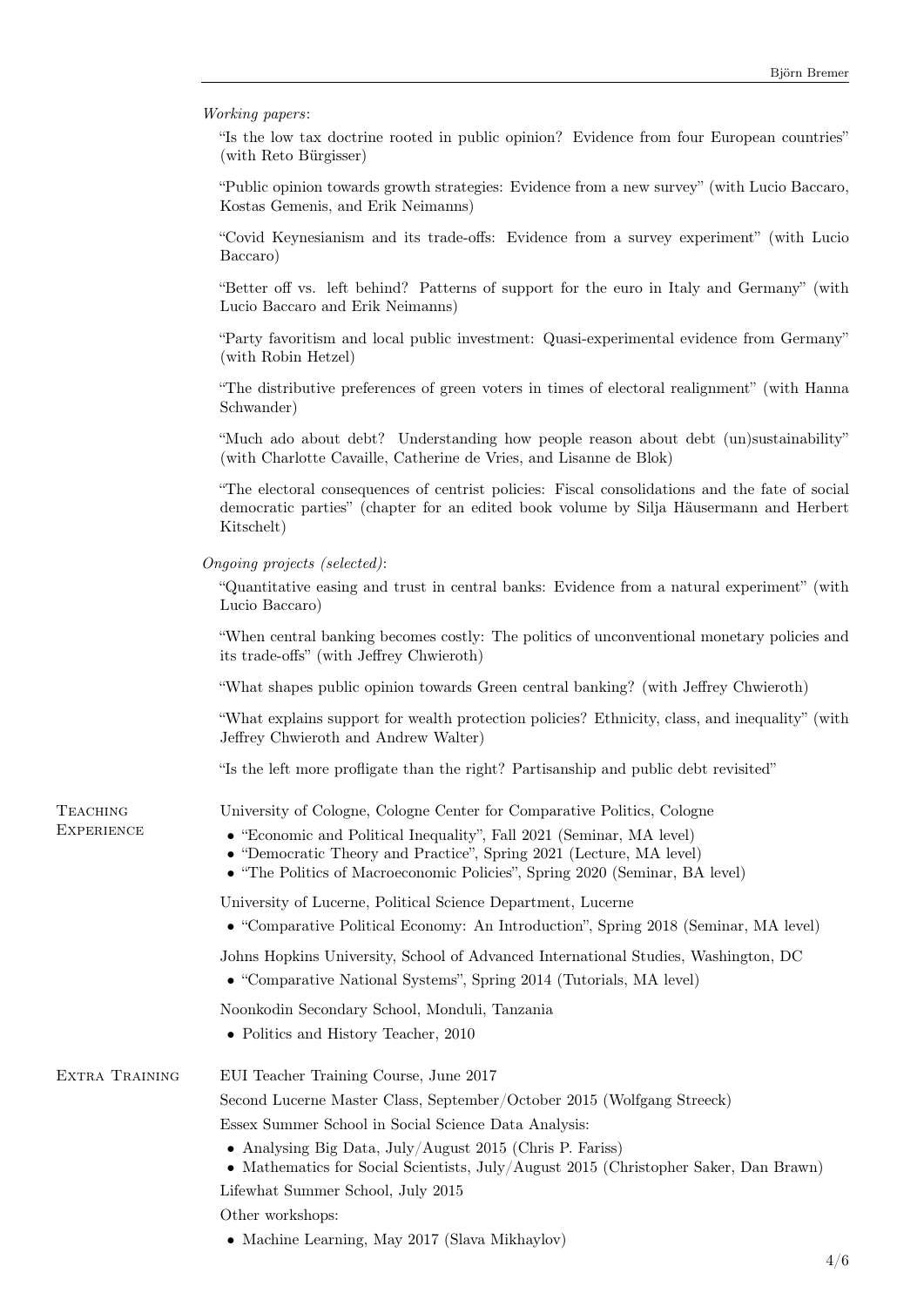*Working papers*:

"Is the low tax doctrine rooted in public opinion? Evidence from four European countries" (with Reto Bürgisser)

"Public opinion towards growth strategies: Evidence from a new survey" (with Lucio Baccaro, Kostas Gemenis, and Erik Neimanns)

"Covid Keynesianism and its trade-offs: Evidence from a survey experiment" (with Lucio Baccaro)

"Better off vs. left behind? Patterns of support for the euro in Italy and Germany" (with Lucio Baccaro and Erik Neimanns)

"Party favoritism and local public investment: Quasi-experimental evidence from Germany" (with Robin Hetzel)

"The distributive preferences of green voters in times of electoral realignment" (with Hanna Schwander)

"Much ado about debt? Understanding how people reason about debt (un)sustainability" (with Charlotte Cavaille, Catherine de Vries, and Lisanne de Blok)

"The electoral consequences of centrist policies: Fiscal consolidations and the fate of social democratic parties" (chapter for an edited book volume by Silja Häusermann and Herbert Kitschelt)

*Ongoing projects (selected)*:

"Quantitative easing and trust in central banks: Evidence from a natural experiment" (with Lucio Baccaro)

"When central banking becomes costly: The politics of unconventional monetary policies and its trade-offs" (with Jeffrey Chwieroth)

"What shapes public opinion towards Green central banking? (with Jeffrey Chwieroth)

"What explains support for wealth protection policies? Ethnicity, class, and inequality" (with Jeffrey Chwieroth and Andrew Walter)

"Is the left more profligate than the right? Partisanship and public debt revisited"

## Teaching Experience

University of Cologne, Cologne Center for Comparative Politics, Cologne

- "Economic and Political Inequality", Fall 2021 (Seminar, MA level)
- "Democratic Theory and Practice", Spring 2021 (Lecture, MA level)
- "The Politics of Macroeconomic Policies", Spring 2020 (Seminar, BA level)

University of Lucerne, Political Science Department, Lucerne

- "Comparative Political Economy: An Introduction", Spring 2018 (Seminar, MA level)

Johns Hopkins University, School of Advanced International Studies, Washington, DC

- "Comparative National Systems", Spring 2014 (Tutorials, MA level)

Noonkodin Secondary School, Monduli, Tanzania

- Politics and History Teacher, 2010

## Extra Training

EUI Teacher Training Course, June 2017

Second Lucerne Master Class, September/October 2015 (Wolfgang Streeck)

Essex Summer School in Social Science Data Analysis:

- Analysing Big Data, July/August 2015 (Chris P. Fariss)
- Mathematics for Social Scientists, July/August 2015 (Christopher Saker, Dan Brawn)

Lifewhat Summer School, July 2015

Other workshops:

- Machine Learning, May 2017 (Slava Mikhaylov)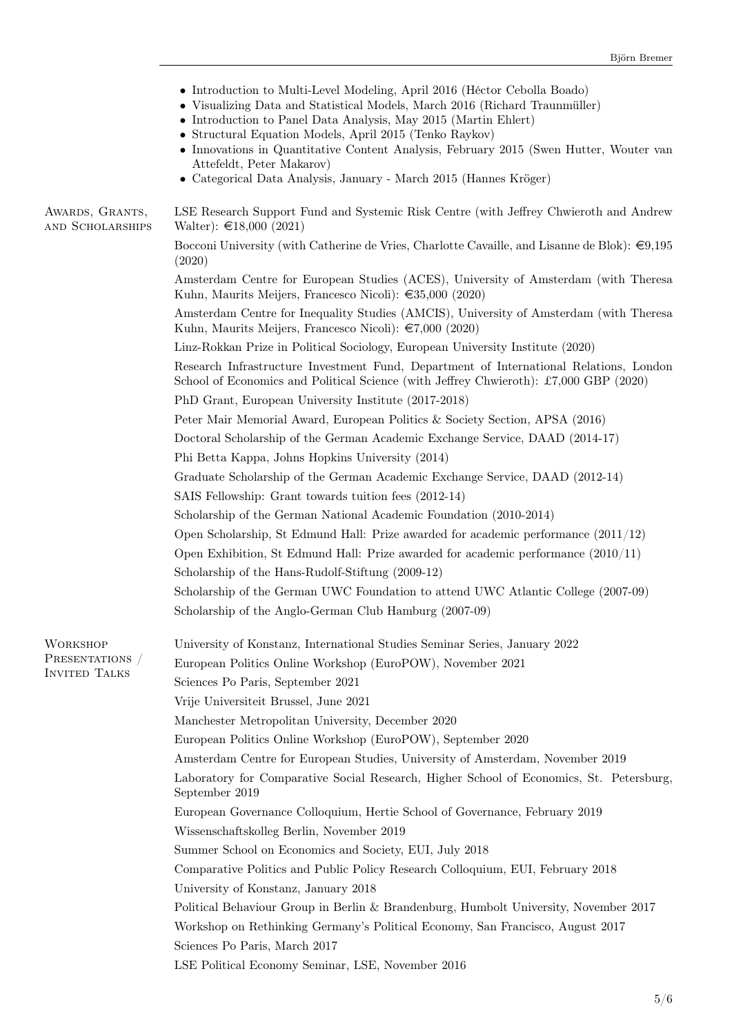- Introduction to Multi-Level Modeling, April 2016 (Héctor Cebolla Boado)
- Visualizing Data and Statistical Models, March 2016 (Richard Traunmüller)
- Introduction to Panel Data Analysis, May 2015 (Martin Ehlert)
- Structural Equation Models, April 2015 (Tenko Raykov)
- Innovations in Quantitative Content Analysis, February 2015 (Swen Hutter, Wouter van Attefeldt, Peter Makarov)
- Categorical Data Analysis, January - March 2015 (Hannes Kröger)

## Awards, Grants, and Scholarships

LSE Research Support Fund and Systemic Risk Centre (with Jeffrey Chwieroth and Andrew Walter): €18,000 (2021)

Bocconi University (with Catherine de Vries, Charlotte Cavaille, and Lisanne de Blok): €9,195 (2020)

Amsterdam Centre for European Studies (ACES), University of Amsterdam (with Theresa Kuhn, Maurits Meijers, Francesco Nicoli): €35,000 (2020)

Amsterdam Centre for Inequality Studies (AMCIS), University of Amsterdam (with Theresa Kuhn, Maurits Meijers, Francesco Nicoli): €7,000 (2020)

Linz-Rokkan Prize in Political Sociology, European University Institute (2020)

Research Infrastructure Investment Fund, Department of International Relations, London School of Economics and Political Science (with Jeffrey Chwieroth): £7,000 GBP (2020)

PhD Grant, European University Institute (2017-2018)

Peter Mair Memorial Award, European Politics & Society Section, APSA (2016)

Doctoral Scholarship of the German Academic Exchange Service, DAAD (2014-17)

Phi Betta Kappa, Johns Hopkins University (2014)

Graduate Scholarship of the German Academic Exchange Service, DAAD (2012-14)

SAIS Fellowship: Grant towards tuition fees (2012-14)

Scholarship of the German National Academic Foundation (2010-2014)

Open Scholarship, St Edmund Hall: Prize awarded for academic performance (2011/12)

Open Exhibition, St Edmund Hall: Prize awarded for academic performance (2010/11)

Scholarship of the Hans-Rudolf-Stiftung (2009-12)

Scholarship of the German UWC Foundation to attend UWC Atlantic College (2007-09)

Scholarship of the Anglo-German Club Hamburg (2007-09)

## Workshop Presentations / Invited Talks

University of Konstanz, International Studies Seminar Series, January 2022

European Politics Online Workshop (EuroPOW), November 2021

Sciences Po Paris, September 2021

Vrije Universiteit Brussel, June 2021

Manchester Metropolitan University, December 2020

European Politics Online Workshop (EuroPOW), September 2020

Amsterdam Centre for European Studies, University of Amsterdam, November 2019

Laboratory for Comparative Social Research, Higher School of Economics, St. Petersburg, September 2019

European Governance Colloquium, Hertie School of Governance, February 2019

Wissenschaftskolleg Berlin, November 2019

Summer School on Economics and Society, EUI, July 2018

Comparative Politics and Public Policy Research Colloquium, EUI, February 2018

University of Konstanz, January 2018

Political Behaviour Group in Berlin & Brandenburg, Humbolt University, November 2017

Workshop on Rethinking Germany's Political Economy, San Francisco, August 2017

Sciences Po Paris, March 2017

LSE Political Economy Seminar, LSE, November 2016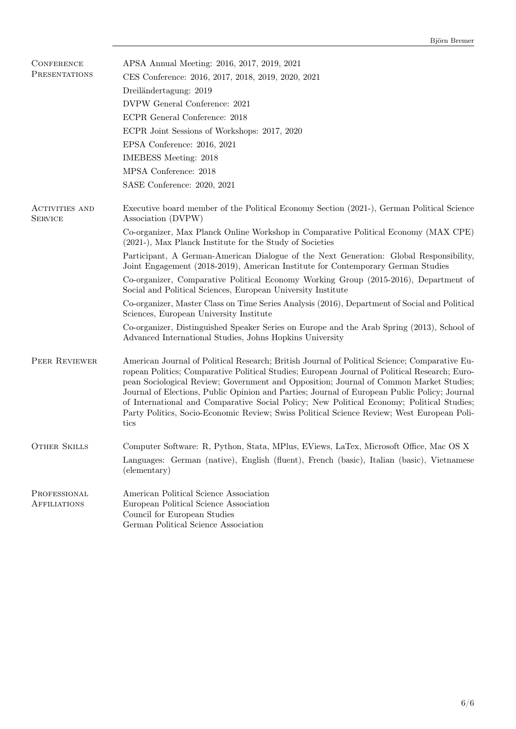## Conference Presentations

APSA Annual Meeting: 2016, 2017, 2019, 2021

CES Conference: 2016, 2017, 2018, 2019, 2020, 2021

Dreiländertagung: 2019

DVPW General Conference: 2021

ECPR General Conference: 2018

ECPR Joint Sessions of Workshops: 2017, 2020

EPSA Conference: 2016, 2021

IMEBESS Meeting: 2018

MPSA Conference: 2018

SASE Conference: 2020, 2021

## Activities and Service

Executive board member of the Political Economy Section (2021-), German Political Science Association (DVPW)

Co-organizer, Max Planck Online Workshop in Comparative Political Economy (MAX CPE) (2021-), Max Planck Institute for the Study of Societies

Participant, A German-American Dialogue of the Next Generation: Global Responsibility, Joint Engagement (2018-2019), American Institute for Contemporary German Studies

Co-organizer, Comparative Political Economy Working Group (2015-2016), Department of Social and Political Sciences, European University Institute

Co-organizer, Master Class on Time Series Analysis (2016), Department of Social and Political Sciences, European University Institute

Co-organizer, Distinguished Speaker Series on Europe and the Arab Spring (2013), School of Advanced International Studies, Johns Hopkins University

## Peer Reviewer

American Journal of Political Research; British Journal of Political Science; Comparative European Politics; Comparative Political Studies; European Journal of Political Research; European Sociological Review; Government and Opposition; Journal of Common Market Studies; Journal of Elections, Public Opinion and Parties; Journal of European Public Policy; Journal of International and Comparative Social Policy; New Political Economy; Political Studies; Party Politics, Socio-Economic Review; Swiss Political Science Review; West European Politics

## Other Skills

Computer Software: R, Python, Stata, MPlus, EViews, LaTex, Microsoft Office, Mac OS X

Languages: German (native), English (fluent), French (basic), Italian (basic), Vietnamese (elementary)

## Professional Affiliations

American Political Science Association
European Political Science Association
Council for European Studies
German Political Science Association